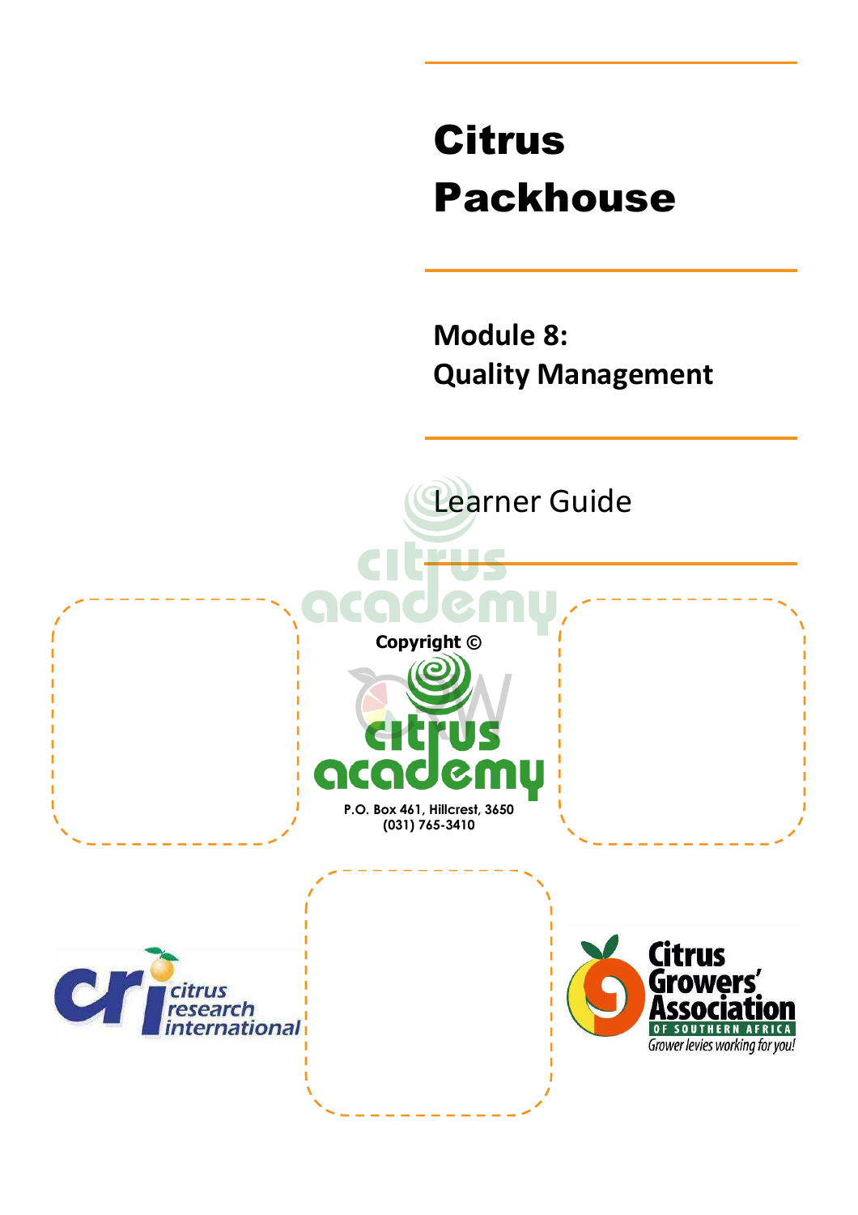# Citrus Packhouse

## Module 8: Quality Management

Learner Guide

Copyright ©

P.O. Box 461, Hillcrest, 3650
(031) 765-3410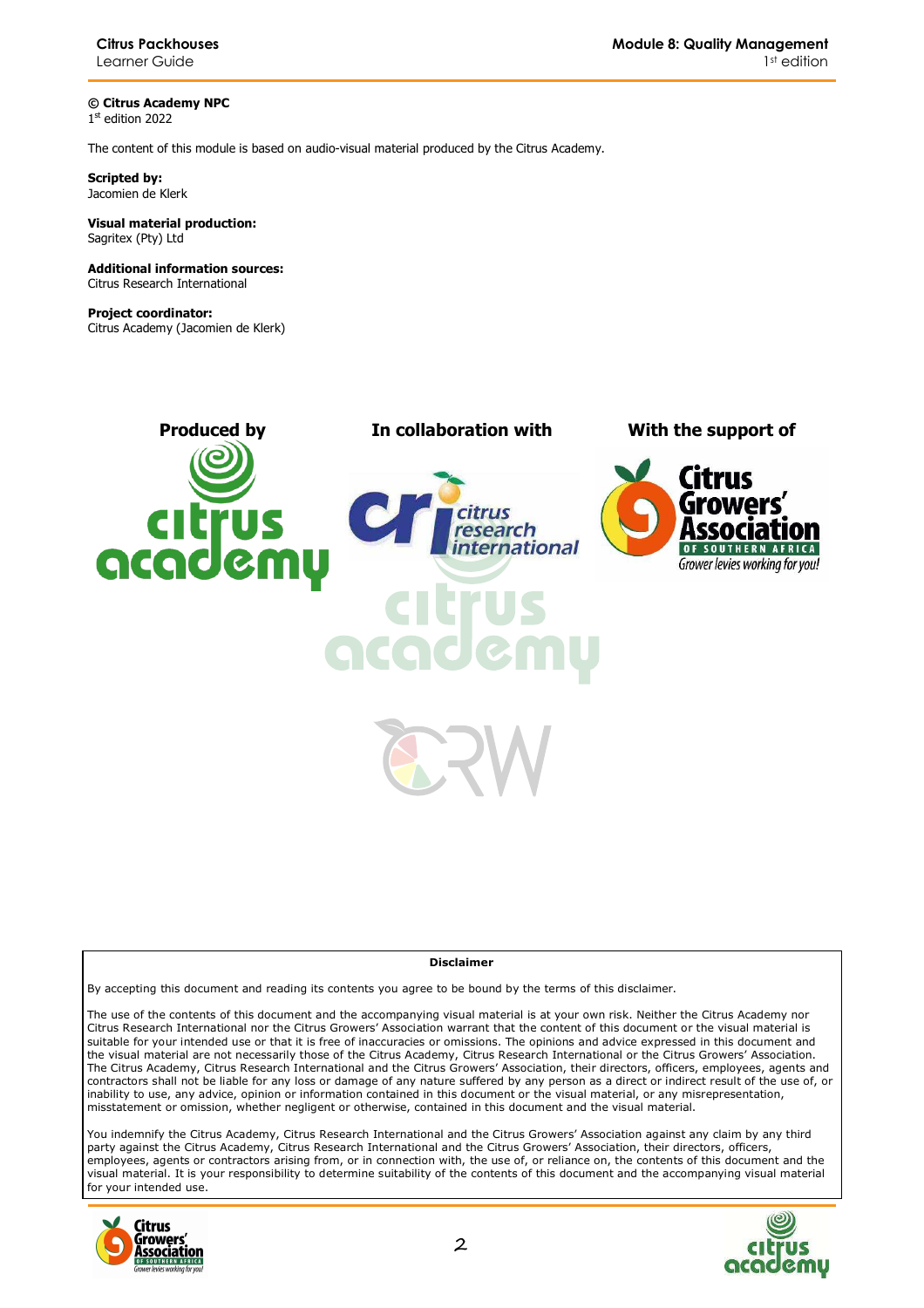**© Citrus Academy NPC**
1st edition 2022

The content of this module is based on audio-visual material produced by the Citrus Academy.

**Scripted by:**
Jacomien de Klerk

**Visual material production:**
Sagritex (Pty) Ltd

**Additional information sources:**
Citrus Research International

**Project coordinator:**
Citrus Academy (Jacomien de Klerk)

**Produced by** | **In collaboration with** | **With the support of**

**Disclaimer**

By accepting this document and reading its contents you agree to be bound by the terms of this disclaimer.

The use of the contents of this document and the accompanying visual material is at your own risk. Neither the Citrus Academy nor Citrus Research International nor the Citrus Growers' Association warrant that the content of this document or the visual material is suitable for your intended use or that it is free of inaccuracies or omissions. The opinions and advice expressed in this document and the visual material are not necessarily those of the Citrus Academy, Citrus Research International or the Citrus Growers' Association. The Citrus Academy, Citrus Research International and the Citrus Growers' Association, their directors, officers, employees, agents and contractors shall not be liable for any loss or damage of any nature suffered by any person as a direct or indirect result of the use of, or inability to use, any advice, opinion or information contained in this document or the visual material, or any misrepresentation, misstatement or omission, whether negligent or otherwise, contained in this document and the visual material.

You indemnify the Citrus Academy, Citrus Research International and the Citrus Growers' Association against any claim by any third party against the Citrus Academy, Citrus Research International and the Citrus Growers' Association, their directors, officers, employees, agents or contractors arising from, or in connection with, the use of, or reliance on, the contents of this document and the visual material. It is your responsibility to determine suitability of the contents of this document and the accompanying visual material for your intended use.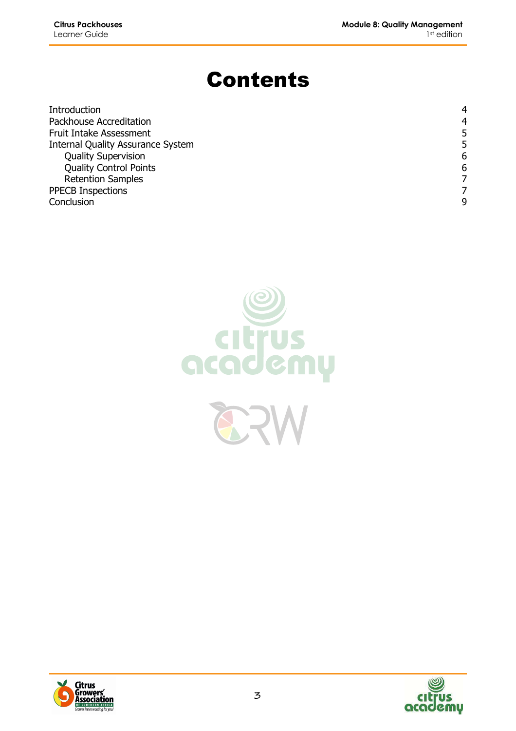# Contents

| | |
|---|---|
| Introduction | 4 |
| Packhouse Accreditation | 4 |
| Fruit Intake Assessment | 5 |
| Internal Quality Assurance System | 5 |
| &nbsp;&nbsp;&nbsp;&nbsp;Quality Supervision | 6 |
| &nbsp;&nbsp;&nbsp;&nbsp;Quality Control Points | 6 |
| &nbsp;&nbsp;&nbsp;&nbsp;Retention Samples | 7 |
| PPECB Inspections | 7 |
| Conclusion | 9 |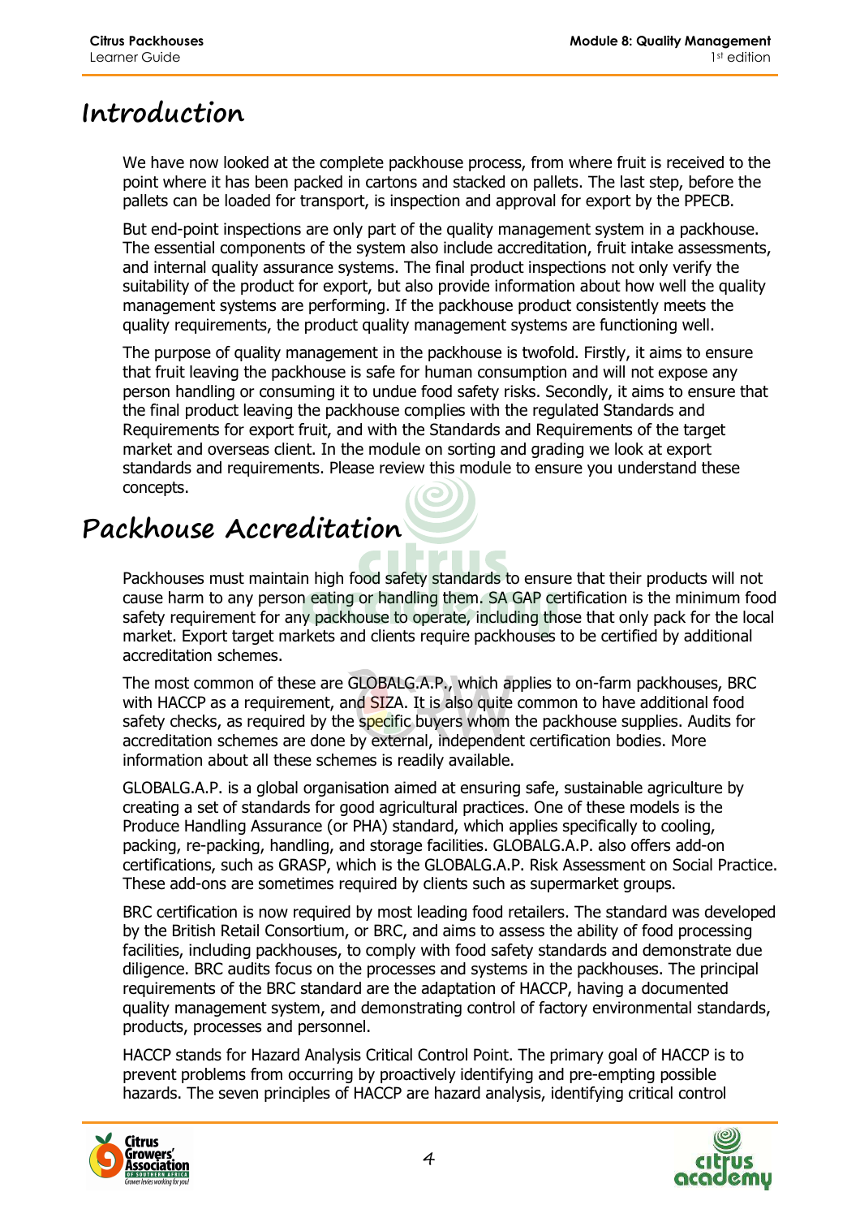# Introduction

We have now looked at the complete packhouse process, from where fruit is received to the point where it has been packed in cartons and stacked on pallets. The last step, before the pallets can be loaded for transport, is inspection and approval for export by the PPECB.

But end-point inspections are only part of the quality management system in a packhouse. The essential components of the system also include accreditation, fruit intake assessments, and internal quality assurance systems. The final product inspections not only verify the suitability of the product for export, but also provide information about how well the quality management systems are performing. If the packhouse product consistently meets the quality requirements, the product quality management systems are functioning well.

The purpose of quality management in the packhouse is twofold. Firstly, it aims to ensure that fruit leaving the packhouse is safe for human consumption and will not expose any person handling or consuming it to undue food safety risks. Secondly, it aims to ensure that the final product leaving the packhouse complies with the regulated Standards and Requirements for export fruit, and with the Standards and Requirements of the target market and overseas client. In the module on sorting and grading we look at export standards and requirements. Please review this module to ensure you understand these concepts.

# Packhouse Accreditation

Packhouses must maintain high food safety standards to ensure that their products will not cause harm to any person eating or handling them. SA GAP certification is the minimum food safety requirement for any packhouse to operate, including those that only pack for the local market. Export target markets and clients require packhouses to be certified by additional accreditation schemes.

The most common of these are GLOBALG.A.P., which applies to on-farm packhouses, BRC with HACCP as a requirement, and SIZA. It is also quite common to have additional food safety checks, as required by the specific buyers whom the packhouse supplies. Audits for accreditation schemes are done by external, independent certification bodies. More information about all these schemes is readily available.

GLOBALG.A.P. is a global organisation aimed at ensuring safe, sustainable agriculture by creating a set of standards for good agricultural practices. One of these models is the Produce Handling Assurance (or PHA) standard, which applies specifically to cooling, packing, re-packing, handling, and storage facilities. GLOBALG.A.P. also offers add-on certifications, such as GRASP, which is the GLOBALG.A.P. Risk Assessment on Social Practice. These add-ons are sometimes required by clients such as supermarket groups.

BRC certification is now required by most leading food retailers. The standard was developed by the British Retail Consortium, or BRC, and aims to assess the ability of food processing facilities, including packhouses, to comply with food safety standards and demonstrate due diligence. BRC audits focus on the processes and systems in the packhouses. The principal requirements of the BRC standard are the adaptation of HACCP, having a documented quality management system, and demonstrating control of factory environmental standards, products, processes and personnel.

HACCP stands for Hazard Analysis Critical Control Point. The primary goal of HACCP is to prevent problems from occurring by proactively identifying and pre-empting possible hazards. The seven principles of HACCP are hazard analysis, identifying critical control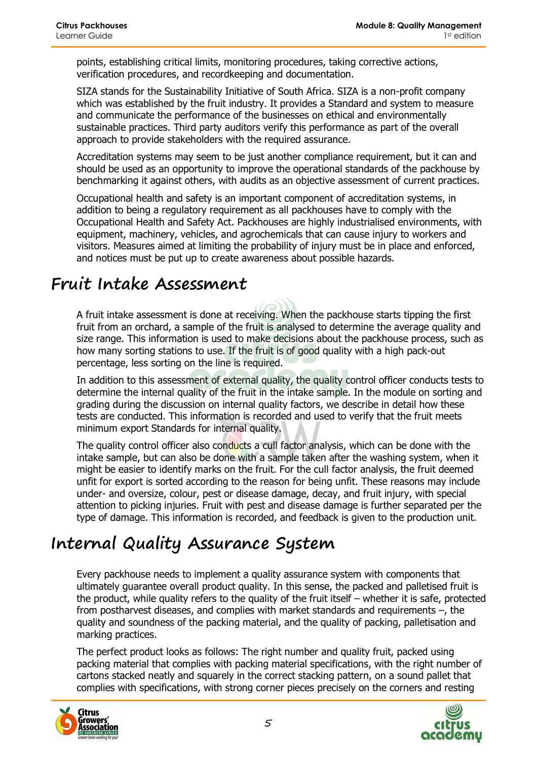points, establishing critical limits, monitoring procedures, taking corrective actions, verification procedures, and recordkeeping and documentation.

SIZA stands for the Sustainability Initiative of South Africa. SIZA is a non-profit company which was established by the fruit industry. It provides a Standard and system to measure and communicate the performance of the businesses on ethical and environmentally sustainable practices. Third party auditors verify this performance as part of the overall approach to provide stakeholders with the required assurance.

Accreditation systems may seem to be just another compliance requirement, but it can and should be used as an opportunity to improve the operational standards of the packhouse by benchmarking it against others, with audits as an objective assessment of current practices.

Occupational health and safety is an important component of accreditation systems, in addition to being a regulatory requirement as all packhouses have to comply with the Occupational Health and Safety Act. Packhouses are highly industrialised environments, with equipment, machinery, vehicles, and agrochemicals that can cause injury to workers and visitors. Measures aimed at limiting the probability of injury must be in place and enforced, and notices must be put up to create awareness about possible hazards.

# Fruit Intake Assessment

A fruit intake assessment is done at receiving. When the packhouse starts tipping the first fruit from an orchard, a sample of the fruit is analysed to determine the average quality and size range. This information is used to make decisions about the packhouse process, such as how many sorting stations to use. If the fruit is of good quality with a high pack-out percentage, less sorting on the line is required.

In addition to this assessment of external quality, the quality control officer conducts tests to determine the internal quality of the fruit in the intake sample. In the module on sorting and grading during the discussion on internal quality factors, we describe in detail how these tests are conducted. This information is recorded and used to verify that the fruit meets minimum export Standards for internal quality.

The quality control officer also conducts a cull factor analysis, which can be done with the intake sample, but can also be done with a sample taken after the washing system, when it might be easier to identify marks on the fruit. For the cull factor analysis, the fruit deemed unfit for export is sorted according to the reason for being unfit. These reasons may include under- and oversize, colour, pest or disease damage, decay, and fruit injury, with special attention to picking injuries. Fruit with pest and disease damage is further separated per the type of damage. This information is recorded, and feedback is given to the production unit.

# Internal Quality Assurance System

Every packhouse needs to implement a quality assurance system with components that ultimately guarantee overall product quality. In this sense, the packed and palletised fruit is the product, while quality refers to the quality of the fruit itself – whether it is safe, protected from postharvest diseases, and complies with market standards and requirements –, the quality and soundness of the packing material, and the quality of packing, palletisation and marking practices.

The perfect product looks as follows: The right number and quality fruit, packed using packing material that complies with packing material specifications, with the right number of cartons stacked neatly and squarely in the correct stacking pattern, on a sound pallet that complies with specifications, with strong corner pieces precisely on the corners and resting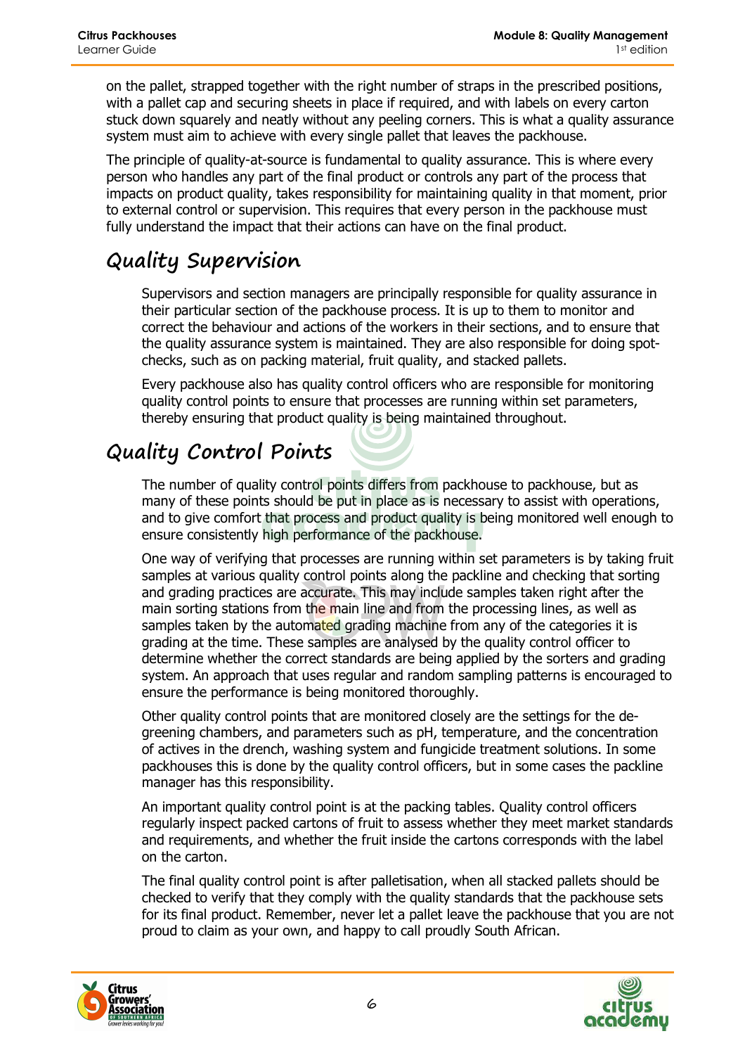on the pallet, strapped together with the right number of straps in the prescribed positions, with a pallet cap and securing sheets in place if required, and with labels on every carton stuck down squarely and neatly without any peeling corners. This is what a quality assurance system must aim to achieve with every single pallet that leaves the packhouse.

The principle of quality-at-source is fundamental to quality assurance. This is where every person who handles any part of the final product or controls any part of the process that impacts on product quality, takes responsibility for maintaining quality in that moment, prior to external control or supervision. This requires that every person in the packhouse must fully understand the impact that their actions can have on the final product.

## Quality Supervision

Supervisors and section managers are principally responsible for quality assurance in their particular section of the packhouse process. It is up to them to monitor and correct the behaviour and actions of the workers in their sections, and to ensure that the quality assurance system is maintained. They are also responsible for doing spot-checks, such as on packing material, fruit quality, and stacked pallets.

Every packhouse also has quality control officers who are responsible for monitoring quality control points to ensure that processes are running within set parameters, thereby ensuring that product quality is being maintained throughout.

## Quality Control Points

The number of quality control points differs from packhouse to packhouse, but as many of these points should be put in place as is necessary to assist with operations, and to give comfort that process and product quality is being monitored well enough to ensure consistently high performance of the packhouse.

One way of verifying that processes are running within set parameters is by taking fruit samples at various quality control points along the packline and checking that sorting and grading practices are accurate. This may include samples taken right after the main sorting stations from the main line and from the processing lines, as well as samples taken by the automated grading machine from any of the categories it is grading at the time. These samples are analysed by the quality control officer to determine whether the correct standards are being applied by the sorters and grading system. An approach that uses regular and random sampling patterns is encouraged to ensure the performance is being monitored thoroughly.

Other quality control points that are monitored closely are the settings for the de-greening chambers, and parameters such as pH, temperature, and the concentration of actives in the drench, washing system and fungicide treatment solutions. In some packhouses this is done by the quality control officers, but in some cases the packline manager has this responsibility.

An important quality control point is at the packing tables. Quality control officers regularly inspect packed cartons of fruit to assess whether they meet market standards and requirements, and whether the fruit inside the cartons corresponds with the label on the carton.

The final quality control point is after palletisation, when all stacked pallets should be checked to verify that they comply with the quality standards that the packhouse sets for its final product. Remember, never let a pallet leave the packhouse that you are not proud to claim as your own, and happy to call proudly South African.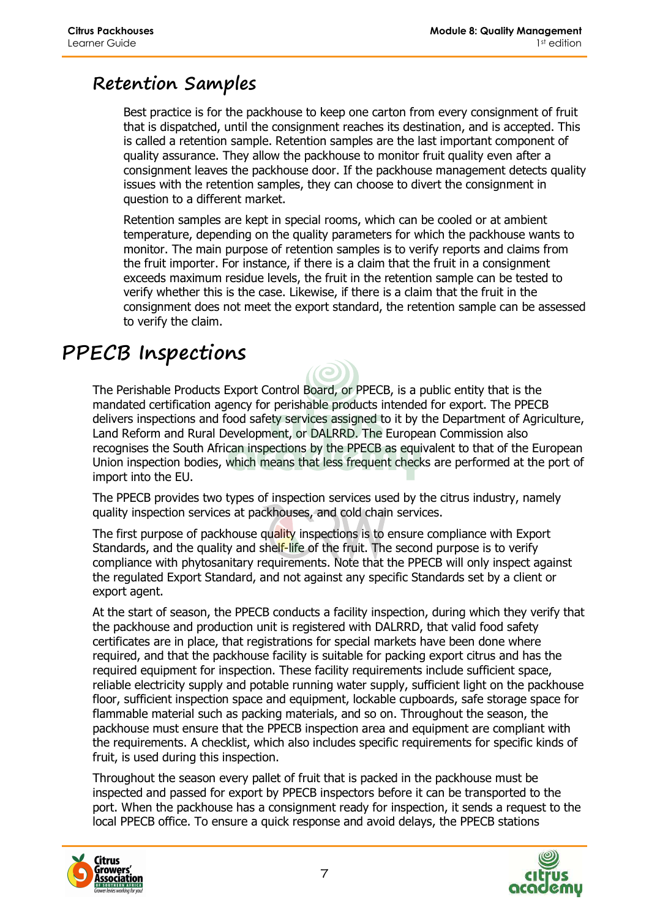## Retention Samples

Best practice is for the packhouse to keep one carton from every consignment of fruit that is dispatched, until the consignment reaches its destination, and is accepted. This is called a retention sample. Retention samples are the last important component of quality assurance. They allow the packhouse to monitor fruit quality even after a consignment leaves the packhouse door. If the packhouse management detects quality issues with the retention samples, they can choose to divert the consignment in question to a different market.

Retention samples are kept in special rooms, which can be cooled or at ambient temperature, depending on the quality parameters for which the packhouse wants to monitor. The main purpose of retention samples is to verify reports and claims from the fruit importer. For instance, if there is a claim that the fruit in a consignment exceeds maximum residue levels, the fruit in the retention sample can be tested to verify whether this is the case. Likewise, if there is a claim that the fruit in the consignment does not meet the export standard, the retention sample can be assessed to verify the claim.

# PPECB Inspections

The Perishable Products Export Control Board, or PPECB, is a public entity that is the mandated certification agency for perishable products intended for export. The PPECB delivers inspections and food safety services assigned to it by the Department of Agriculture, Land Reform and Rural Development, or DALRRD. The European Commission also recognises the South African inspections by the PPECB as equivalent to that of the European Union inspection bodies, which means that less frequent checks are performed at the port of import into the EU.

The PPECB provides two types of inspection services used by the citrus industry, namely quality inspection services at packhouses, and cold chain services.

The first purpose of packhouse quality inspections is to ensure compliance with Export Standards, and the quality and shelf-life of the fruit. The second purpose is to verify compliance with phytosanitary requirements. Note that the PPECB will only inspect against the regulated Export Standard, and not against any specific Standards set by a client or export agent.

At the start of season, the PPECB conducts a facility inspection, during which they verify that the packhouse and production unit is registered with DALRRD, that valid food safety certificates are in place, that registrations for special markets have been done where required, and that the packhouse facility is suitable for packing export citrus and has the required equipment for inspection. These facility requirements include sufficient space, reliable electricity supply and potable running water supply, sufficient light on the packhouse floor, sufficient inspection space and equipment, lockable cupboards, safe storage space for flammable material such as packing materials, and so on. Throughout the season, the packhouse must ensure that the PPECB inspection area and equipment are compliant with the requirements. A checklist, which also includes specific requirements for specific kinds of fruit, is used during this inspection.

Throughout the season every pallet of fruit that is packed in the packhouse must be inspected and passed for export by PPECB inspectors before it can be transported to the port. When the packhouse has a consignment ready for inspection, it sends a request to the local PPECB office. To ensure a quick response and avoid delays, the PPECB stations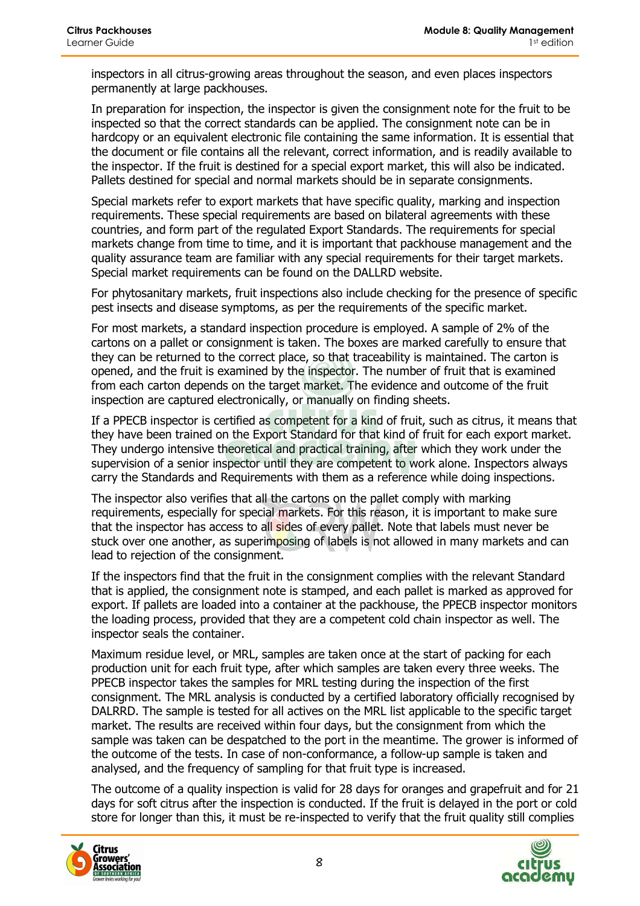inspectors in all citrus-growing areas throughout the season, and even places inspectors permanently at large packhouses.

In preparation for inspection, the inspector is given the consignment note for the fruit to be inspected so that the correct standards can be applied. The consignment note can be in hardcopy or an equivalent electronic file containing the same information. It is essential that the document or file contains all the relevant, correct information, and is readily available to the inspector. If the fruit is destined for a special export market, this will also be indicated. Pallets destined for special and normal markets should be in separate consignments.

Special markets refer to export markets that have specific quality, marking and inspection requirements. These special requirements are based on bilateral agreements with these countries, and form part of the regulated Export Standards. The requirements for special markets change from time to time, and it is important that packhouse management and the quality assurance team are familiar with any special requirements for their target markets. Special market requirements can be found on the DALLRD website.

For phytosanitary markets, fruit inspections also include checking for the presence of specific pest insects and disease symptoms, as per the requirements of the specific market.

For most markets, a standard inspection procedure is employed. A sample of 2% of the cartons on a pallet or consignment is taken. The boxes are marked carefully to ensure that they can be returned to the correct place, so that traceability is maintained. The carton is opened, and the fruit is examined by the inspector. The number of fruit that is examined from each carton depends on the target market. The evidence and outcome of the fruit inspection are captured electronically, or manually on finding sheets.

If a PPECB inspector is certified as competent for a kind of fruit, such as citrus, it means that they have been trained on the Export Standard for that kind of fruit for each export market. They undergo intensive theoretical and practical training, after which they work under the supervision of a senior inspector until they are competent to work alone. Inspectors always carry the Standards and Requirements with them as a reference while doing inspections.

The inspector also verifies that all the cartons on the pallet comply with marking requirements, especially for special markets. For this reason, it is important to make sure that the inspector has access to all sides of every pallet. Note that labels must never be stuck over one another, as superimposing of labels is not allowed in many markets and can lead to rejection of the consignment.

If the inspectors find that the fruit in the consignment complies with the relevant Standard that is applied, the consignment note is stamped, and each pallet is marked as approved for export. If pallets are loaded into a container at the packhouse, the PPECB inspector monitors the loading process, provided that they are a competent cold chain inspector as well. The inspector seals the container.

Maximum residue level, or MRL, samples are taken once at the start of packing for each production unit for each fruit type, after which samples are taken every three weeks. The PPECB inspector takes the samples for MRL testing during the inspection of the first consignment. The MRL analysis is conducted by a certified laboratory officially recognised by DALRRD. The sample is tested for all actives on the MRL list applicable to the specific target market. The results are received within four days, but the consignment from which the sample was taken can be despatched to the port in the meantime. The grower is informed of the outcome of the tests. In case of non-conformance, a follow-up sample is taken and analysed, and the frequency of sampling for that fruit type is increased.

The outcome of a quality inspection is valid for 28 days for oranges and grapefruit and for 21 days for soft citrus after the inspection is conducted. If the fruit is delayed in the port or cold store for longer than this, it must be re-inspected to verify that the fruit quality still complies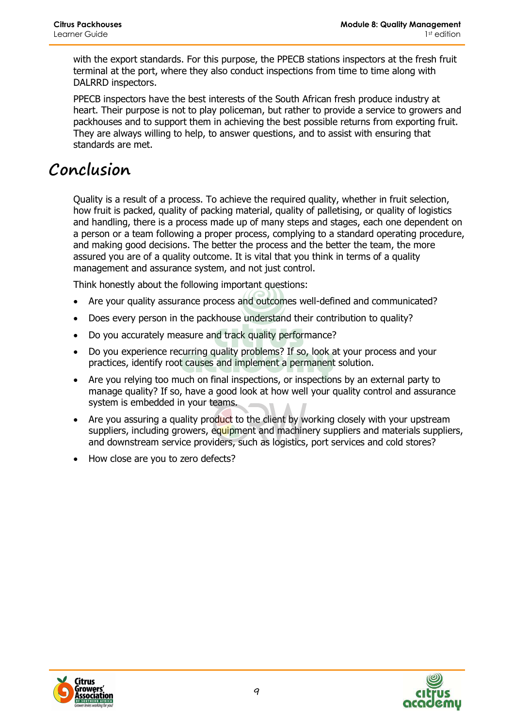with the export standards. For this purpose, the PPECB stations inspectors at the fresh fruit terminal at the port, where they also conduct inspections from time to time along with DALRRD inspectors.

PPECB inspectors have the best interests of the South African fresh produce industry at heart. Their purpose is not to play policeman, but rather to provide a service to growers and packhouses and to support them in achieving the best possible returns from exporting fruit. They are always willing to help, to answer questions, and to assist with ensuring that standards are met.

# Conclusion

Quality is a result of a process. To achieve the required quality, whether in fruit selection, how fruit is packed, quality of packing material, quality of palletising, or quality of logistics and handling, there is a process made up of many steps and stages, each one dependent on a person or a team following a proper process, complying to a standard operating procedure, and making good decisions. The better the process and the better the team, the more assured you are of a quality outcome. It is vital that you think in terms of a quality management and assurance system, and not just control.

Think honestly about the following important questions:

- Are your quality assurance process and outcomes well-defined and communicated?
- Does every person in the packhouse understand their contribution to quality?
- Do you accurately measure and track quality performance?
- Do you experience recurring quality problems? If so, look at your process and your practices, identify root causes and implement a permanent solution.
- Are you relying too much on final inspections, or inspections by an external party to manage quality? If so, have a good look at how well your quality control and assurance system is embedded in your teams.
- Are you assuring a quality product to the client by working closely with your upstream suppliers, including growers, equipment and machinery suppliers and materials suppliers, and downstream service providers, such as logistics, port services and cold stores?
- How close are you to zero defects?